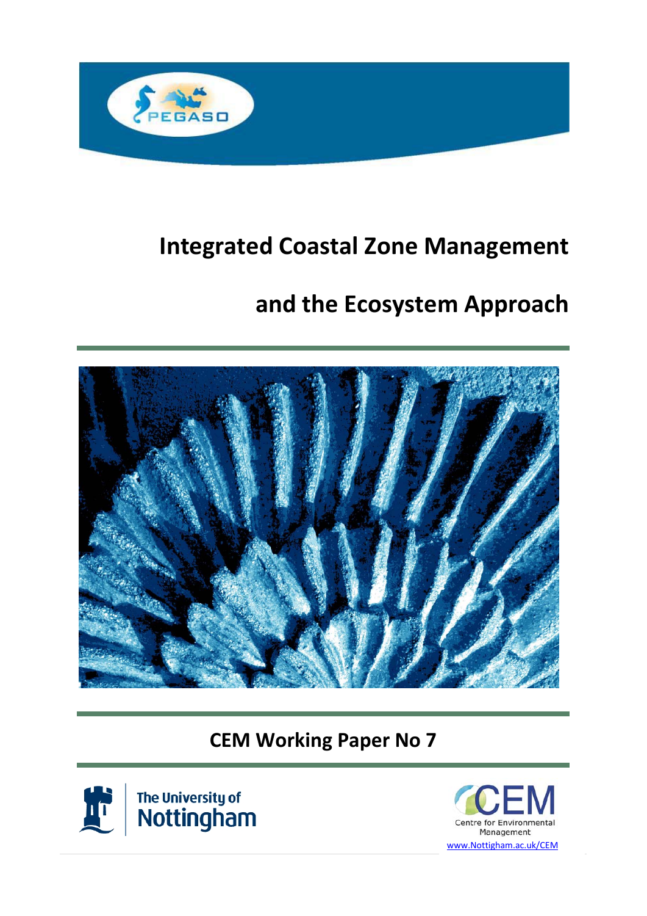PEGASO

# Integrated Coastal Zone Management

# and the Ecosystem Approach

## CEM Working Paper No 7

The University of Nottingham

CEM Centre for Environmental Management

www.Nottigham.ac.uk/CEM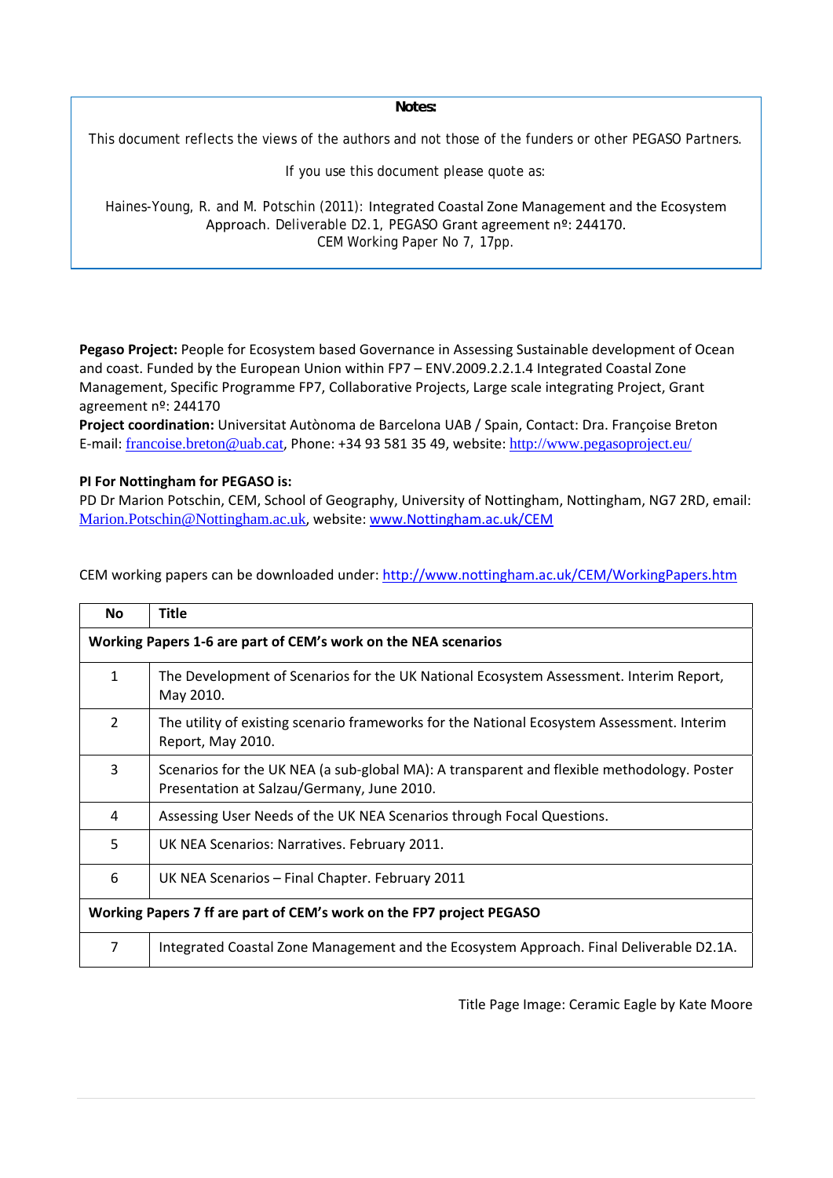**Notes:**

This document reflects the views of the authors and not those of the funders or other PEGASO Partners.

If you use this document please quote as:

Haines-Young, R. and M. Potschin (2011): Integrated Coastal Zone Management and the Ecosystem Approach. Deliverable D2.1, PEGASO Grant agreement nº: 244170.
CEM Working Paper No 7, 17pp.

**Pegaso Project:** People for Ecosystem based Governance in Assessing Sustainable development of Ocean and coast. Funded by the European Union within FP7 – ENV.2009.2.2.1.4 Integrated Coastal Zone Management, Specific Programme FP7, Collaborative Projects, Large scale integrating Project, Grant agreement nº: 244170
**Project coordination:** Universitat Autònoma de Barcelona UAB / Spain, Contact: Dra. Françoise Breton
E-mail: francoise.breton@uab.cat, Phone: +34 93 581 35 49, website: http://www.pegasoproject.eu/

**PI For Nottingham for PEGASO is:**
PD Dr Marion Potschin, CEM, School of Geography, University of Nottingham, Nottingham, NG7 2RD, email: Marion.Potschin@Nottingham.ac.uk, website: www.Nottingham.ac.uk/CEM

CEM working papers can be downloaded under: http://www.nottingham.ac.uk/CEM/WorkingPapers.htm

| No | Title |
|---|---|
| **Working Papers 1-6 are part of CEM's work on the NEA scenarios** | |
| 1 | The Development of Scenarios for the UK National Ecosystem Assessment. Interim Report, May 2010. |
| 2 | The utility of existing scenario frameworks for the National Ecosystem Assessment. Interim Report, May 2010. |
| 3 | Scenarios for the UK NEA (a sub-global MA): A transparent and flexible methodology. Poster Presentation at Salzau/Germany, June 2010. |
| 4 | Assessing User Needs of the UK NEA Scenarios through Focal Questions. |
| 5 | UK NEA Scenarios: Narratives. February 2011. |
| 6 | UK NEA Scenarios – Final Chapter. February 2011 |
| **Working Papers 7 ff are part of CEM's work on the FP7 project PEGASO** | |
| 7 | Integrated Coastal Zone Management and the Ecosystem Approach. Final Deliverable D2.1A. |

Title Page Image: Ceramic Eagle by Kate Moore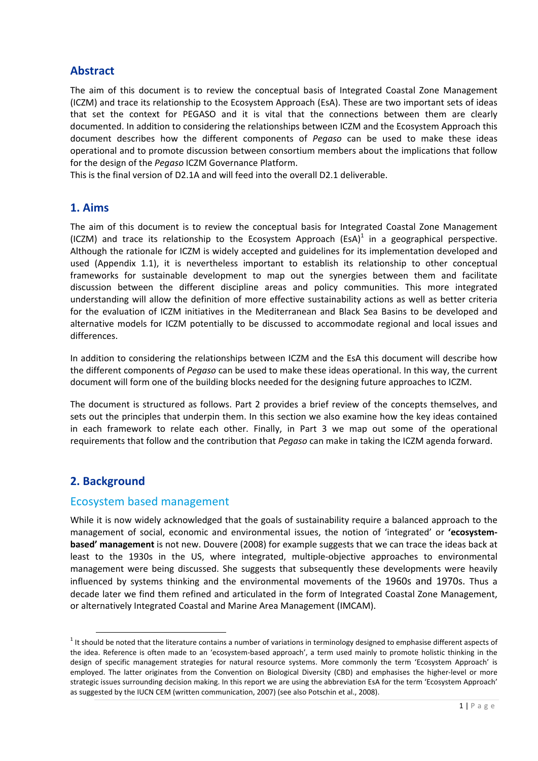## Abstract

The aim of this document is to review the conceptual basis of Integrated Coastal Zone Management (ICZM) and trace its relationship to the Ecosystem Approach (EsA). These are two important sets of ideas that set the context for PEGASO and it is vital that the connections between them are clearly documented. In addition to considering the relationships between ICZM and the Ecosystem Approach this document describes how the different components of *Pegaso* can be used to make these ideas operational and to promote discussion between consortium members about the implications that follow for the design of the *Pegaso* ICZM Governance Platform.

This is the final version of D2.1A and will feed into the overall D2.1 deliverable.

## 1. Aims

The aim of this document is to review the conceptual basis for Integrated Coastal Zone Management (ICZM) and trace its relationship to the Ecosystem Approach (EsA)[1] in a geographical perspective. Although the rationale for ICZM is widely accepted and guidelines for its implementation developed and used (Appendix 1.1), it is nevertheless important to establish its relationship to other conceptual frameworks for sustainable development to map out the synergies between them and facilitate discussion between the different discipline areas and policy communities. This more integrated understanding will allow the definition of more effective sustainability actions as well as better criteria for the evaluation of ICZM initiatives in the Mediterranean and Black Sea Basins to be developed and alternative models for ICZM potentially to be discussed to accommodate regional and local issues and differences.

In addition to considering the relationships between ICZM and the EsA this document will describe how the different components of *Pegaso* can be used to make these ideas operational. In this way, the current document will form one of the building blocks needed for the designing future approaches to ICZM.

The document is structured as follows. Part 2 provides a brief review of the concepts themselves, and sets out the principles that underpin them. In this section we also examine how the key ideas contained in each framework to relate each other. Finally, in Part 3 we map out some of the operational requirements that follow and the contribution that *Pegaso* can make in taking the ICZM agenda forward.

## 2. Background

### Ecosystem based management

While it is now widely acknowledged that the goals of sustainability require a balanced approach to the management of social, economic and environmental issues, the notion of 'integrated' or **'ecosystem-based' management** is not new. Douvere (2008) for example suggests that we can trace the ideas back at least to the 1930s in the US, where integrated, multiple-objective approaches to environmental management were being discussed. She suggests that subsequently these developments were heavily influenced by systems thinking and the environmental movements of the 1960s and 1970s. Thus a decade later we find them refined and articulated in the form of Integrated Coastal Zone Management, or alternatively Integrated Coastal and Marine Area Management (IMCAM).

---

[1] It should be noted that the literature contains a number of variations in terminology designed to emphasise different aspects of the idea. Reference is often made to an 'ecosystem-based approach', a term used mainly to promote holistic thinking in the design of specific management strategies for natural resource systems. More commonly the term 'Ecosystem Approach' is employed. The latter originates from the Convention on Biological Diversity (CBD) and emphasises the higher-level or more strategic issues surrounding decision making. In this report we are using the abbreviation EsA for the term 'Ecosystem Approach' as suggested by the IUCN CEM (written communication, 2007) (see also Potschin et al., 2008).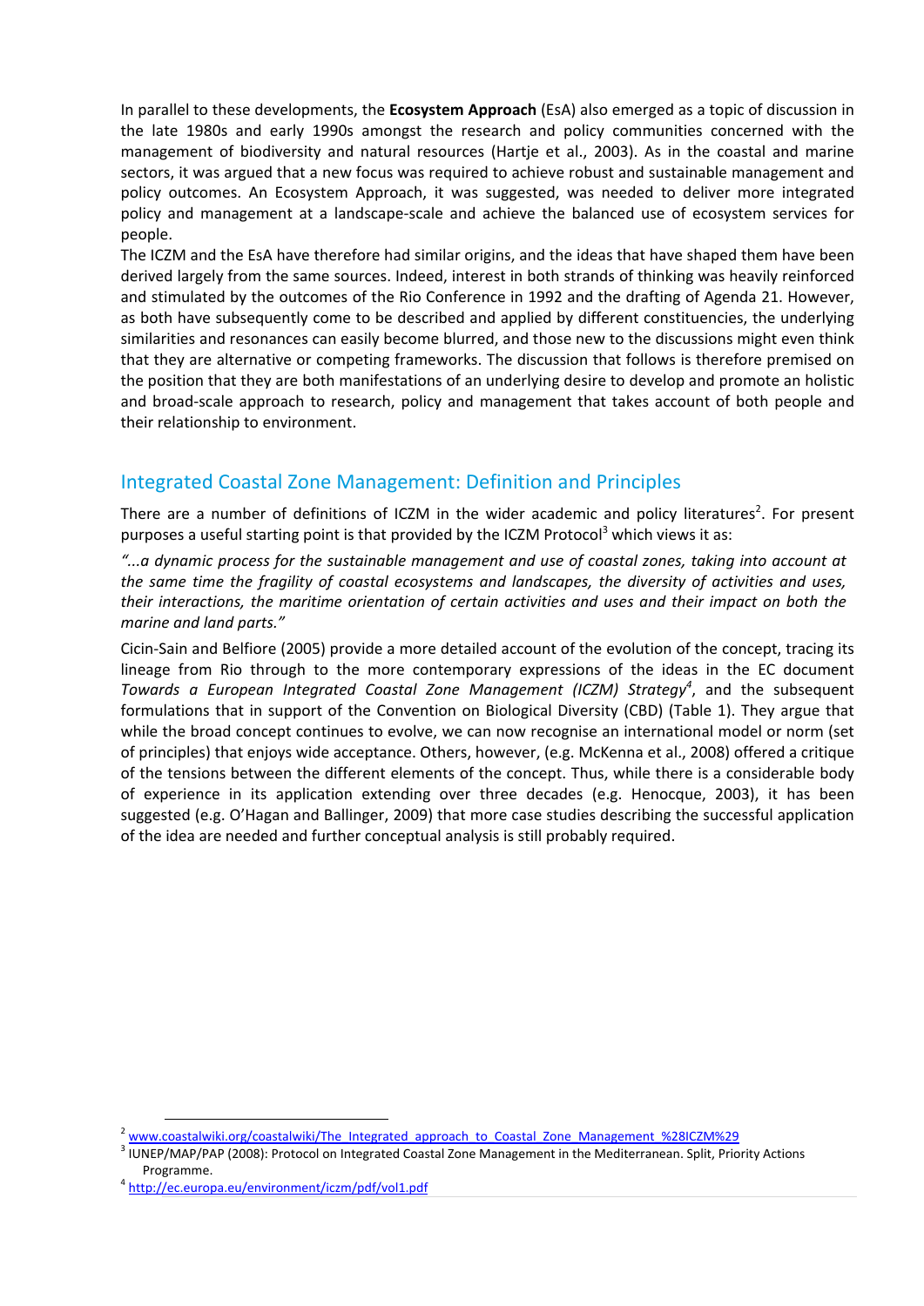In parallel to these developments, the **Ecosystem Approach** (EsA) also emerged as a topic of discussion in the late 1980s and early 1990s amongst the research and policy communities concerned with the management of biodiversity and natural resources (Hartje et al., 2003). As in the coastal and marine sectors, it was argued that a new focus was required to achieve robust and sustainable management and policy outcomes. An Ecosystem Approach, it was suggested, was needed to deliver more integrated policy and management at a landscape-scale and achieve the balanced use of ecosystem services for people.

The ICZM and the EsA have therefore had similar origins, and the ideas that have shaped them have been derived largely from the same sources. Indeed, interest in both strands of thinking was heavily reinforced and stimulated by the outcomes of the Rio Conference in 1992 and the drafting of Agenda 21. However, as both have subsequently come to be described and applied by different constituencies, the underlying similarities and resonances can easily become blurred, and those new to the discussions might even think that they are alternative or competing frameworks. The discussion that follows is therefore premised on the position that they are both manifestations of an underlying desire to develop and promote an holistic and broad-scale approach to research, policy and management that takes account of both people and their relationship to environment.

## Integrated Coastal Zone Management: Definition and Principles

There are a number of definitions of ICZM in the wider academic and policy literatures[2]. For present purposes a useful starting point is that provided by the ICZM Protocol[3] which views it as:

*"...a dynamic process for the sustainable management and use of coastal zones, taking into account at the same time the fragility of coastal ecosystems and landscapes, the diversity of activities and uses, their interactions, the maritime orientation of certain activities and uses and their impact on both the marine and land parts."*

Cicin-Sain and Belfiore (2005) provide a more detailed account of the evolution of the concept, tracing its lineage from Rio through to the more contemporary expressions of the ideas in the EC document *Towards a European Integrated Coastal Zone Management (ICZM) Strategy*[4], and the subsequent formulations that in support of the Convention on Biological Diversity (CBD) (Table 1). They argue that while the broad concept continues to evolve, we can now recognise an international model or norm (set of principles) that enjoys wide acceptance. Others, however, (e.g. McKenna et al., 2008) offered a critique of the tensions between the different elements of the concept. Thus, while there is a considerable body of experience in its application extending over three decades (e.g. Henocque, 2003), it has been suggested (e.g. O'Hagan and Ballinger, 2009) that more case studies describing the successful application of the idea are needed and further conceptual analysis is still probably required.

---

[2] www.coastalwiki.org/coastalwiki/The_Integrated_approach_to_Coastal_Zone_Management_%28ICZM%29

[3] IUNEP/MAP/PAP (2008): Protocol on Integrated Coastal Zone Management in the Mediterranean. Split, Priority Actions Programme.

[4] http://ec.europa.eu/environment/iczm/pdf/vol1.pdf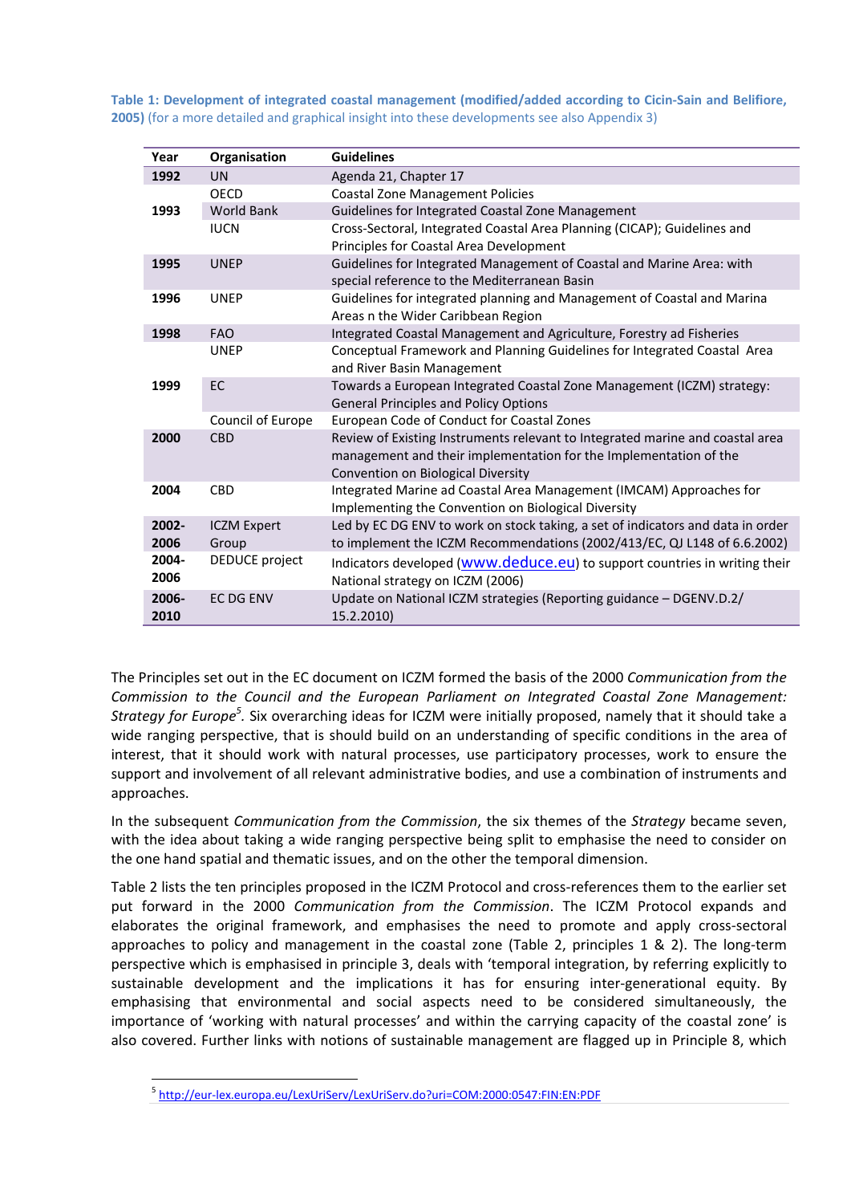**Table 1: Development of integrated coastal management (modified/added according to Cicin-Sain and Belfiore, 2005)** (for a more detailed and graphical insight into these developments see also Appendix 3)

| Year | Organisation | Guidelines |
|---|---|---|
| **1992** | UN | Agenda 21, Chapter 17 |
| | OECD | Coastal Zone Management Policies |
| **1993** | World Bank | Guidelines for Integrated Coastal Zone Management |
| | IUCN | Cross-Sectoral, Integrated Coastal Area Planning (CICAP); Guidelines and Principles for Coastal Area Development |
| **1995** | UNEP | Guidelines for Integrated Management of Coastal and Marine Area: with special reference to the Mediterranean Basin |
| **1996** | UNEP | Guidelines for integrated planning and Management of Coastal and Marina Areas n the Wider Caribbean Region |
| **1998** | FAO | Integrated Coastal Management and Agriculture, Forestry ad Fisheries |
| | UNEP | Conceptual Framework and Planning Guidelines for Integrated Coastal Area and River Basin Management |
| **1999** | EC | Towards a European Integrated Coastal Zone Management (ICZM) strategy: General Principles and Policy Options |
| | Council of Europe | European Code of Conduct for Coastal Zones |
| **2000** | CBD | Review of Existing Instruments relevant to Integrated marine and coastal area management and their implementation for the Implementation of the Convention on Biological Diversity |
| **2004** | CBD | Integrated Marine ad Coastal Area Management (IMCAM) Approaches for Implementing the Convention on Biological Diversity |
| **2002-2006** | ICZM Expert Group | Led by EC DG ENV to work on stock taking, a set of indicators and data in order to implement the ICZM Recommendations (2002/413/EC, OJ L148 of 6.6.2002) |
| **2004-2006** | DEDUCE project | Indicators developed (www.deduce.eu) to support countries in writing their National strategy on ICZM (2006) |
| **2006-2010** | EC DG ENV | Update on National ICZM strategies (Reporting guidance – DGENV.D.2/ 15.2.2010) |

The Principles set out in the EC document on ICZM formed the basis of the 2000 *Communication from the Commission to the Council and the European Parliament on Integrated Coastal Zone Management: Strategy for Europe*[5]. Six overarching ideas for ICZM were initially proposed, namely that it should take a wide ranging perspective, that is should build on an understanding of specific conditions in the area of interest, that it should work with natural processes, use participatory processes, work to ensure the support and involvement of all relevant administrative bodies, and use a combination of instruments and approaches.

In the subsequent *Communication from the Commission*, the six themes of the *Strategy* became seven, with the idea about taking a wide ranging perspective being split to emphasise the need to consider on the one hand spatial and thematic issues, and on the other the temporal dimension.

Table 2 lists the ten principles proposed in the ICZM Protocol and cross-references them to the earlier set put forward in the 2000 *Communication from the Commission*. The ICZM Protocol expands and elaborates the original framework, and emphasises the need to promote and apply cross-sectoral approaches to policy and management in the coastal zone (Table 2, principles 1 & 2). The long-term perspective which is emphasised in principle 3, deals with 'temporal integration, by referring explicitly to sustainable development and the implications it has for ensuring inter-generational equity. By emphasising that environmental and social aspects need to be considered simultaneously, the importance of 'working with natural processes' and within the carrying capacity of the coastal zone' is also covered. Further links with notions of sustainable management are flagged up in Principle 8, which

[5] http://eur-lex.europa.eu/LexUriServ/LexUriServ.do?uri=COM:2000:0547:FIN:EN:PDF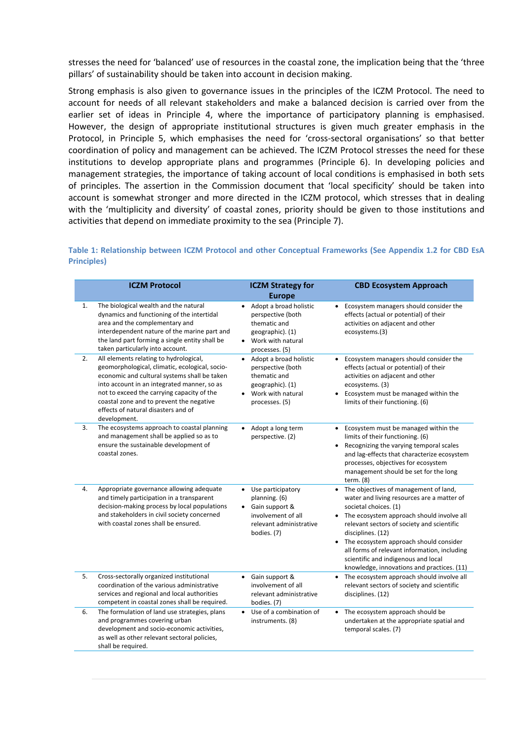stresses the need for 'balanced' use of resources in the coastal zone, the implication being that the 'three pillars' of sustainability should be taken into account in decision making.

Strong emphasis is also given to governance issues in the principles of the ICZM Protocol. The need to account for needs of all relevant stakeholders and make a balanced decision is carried over from the earlier set of ideas in Principle 4, where the importance of participatory planning is emphasised. However, the design of appropriate institutional structures is given much greater emphasis in the Protocol, in Principle 5, which emphasises the need for 'cross-sectoral organisations' so that better coordination of policy and management can be achieved. The ICZM Protocol stresses the need for these institutions to develop appropriate plans and programmes (Principle 6). In developing policies and management strategies, the importance of taking account of local conditions is emphasised in both sets of principles. The assertion in the Commission document that 'local specificity' should be taken into account is somewhat stronger and more directed in the ICZM protocol, which stresses that in dealing with the 'multiplicity and diversity' of coastal zones, priority should be given to those institutions and activities that depend on immediate proximity to the sea (Principle 7).

**Table 1: Relationship between ICZM Protocol and other Conceptual Frameworks (See Appendix 1.2 for CBD EsA Principles)**

| | ICZM Protocol | ICZM Strategy for Europe | CBD Ecosystem Approach |
|---|---|---|---|
| 1. | The biological wealth and the natural dynamics and functioning of the intertidal area and the complementary and interdependent nature of the marine part and the land part forming a single entity shall be taken particularly into account. | • Adopt a broad holistic perspective (both thematic and geographic). (1)<br>• Work with natural processes. (5) | • Ecosystem managers should consider the effects (actual or potential) of their activities on adjacent and other ecosystems.(3) |
| 2. | All elements relating to hydrological, geomorphological, climatic, ecological, socio-economic and cultural systems shall be taken into account in an integrated manner, so as not to exceed the carrying capacity of the coastal zone and to prevent the negative effects of natural disasters and of development. | • Adopt a broad holistic perspective (both thematic and geographic). (1)<br>• Work with natural processes. (5) | • Ecosystem managers should consider the effects (actual or potential) of their activities on adjacent and other ecosystems. (3)<br>• Ecosystem must be managed within the limits of their functioning. (6) |
| 3. | The ecosystems approach to coastal planning and management shall be applied so as to ensure the sustainable development of coastal zones. | • Adopt a long term perspective. (2) | • Ecosystem must be managed within the limits of their functioning. (6)<br>• Recognizing the varying temporal scales and lag-effects that characterize ecosystem processes, objectives for ecosystem management should be set for the long term. (8) |
| 4. | Appropriate governance allowing adequate and timely participation in a transparent decision-making process by local populations and stakeholders in civil society concerned with coastal zones shall be ensured. | • Use participatory planning. (6)<br>• Gain support & involvement of all relevant administrative bodies. (7) | • The objectives of management of land, water and living resources are a matter of societal choices. (1)<br>• The ecosystem approach should involve all relevant sectors of society and scientific disciplines. (12)<br>• The ecosystem approach should consider all forms of relevant information, including scientific and indigenous and local knowledge, innovations and practices. (11) |
| 5. | Cross-sectorally organized institutional coordination of the various administrative services and regional and local authorities competent in coastal zones shall be required. | • Gain support & involvement of all relevant administrative bodies. (7) | • The ecosystem approach should involve all relevant sectors of society and scientific disciplines. (12) |
| 6. | The formulation of land use strategies, plans and programmes covering urban development and socio-economic activities, as well as other relevant sectoral policies, shall be required. | • Use of a combination of instruments. (8) | • The ecosystem approach should be undertaken at the appropriate spatial and temporal scales. (7) |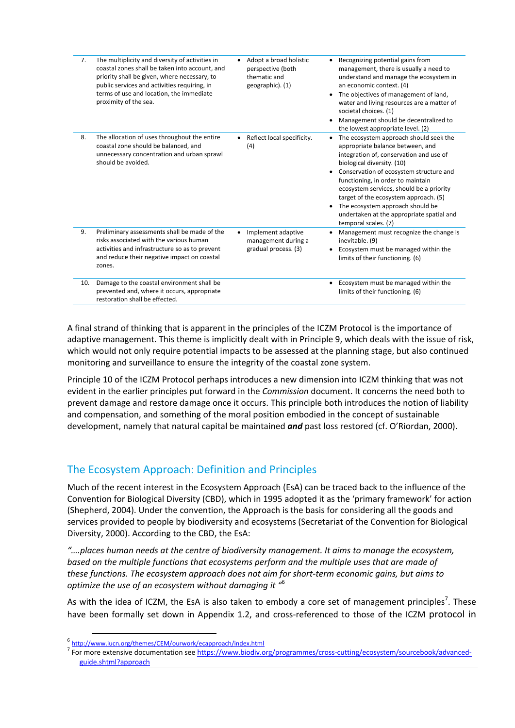| | | | |
|---|---|---|---|
| 7. | The multiplicity and diversity of activities in coastal zones shall be taken into account, and priority shall be given, where necessary, to public services and activities requiring, in terms of use and location, the immediate proximity of the sea. | • Adopt a broad holistic perspective (both thematic and geographic). (1) | • Recognizing potential gains from management, there is usually a need to understand and manage the ecosystem in an economic context. (4)<br>• The objectives of management of land, water and living resources are a matter of societal choices. (1)<br>• Management should be decentralized to the lowest appropriate level. (2) |
| 8. | The allocation of uses throughout the entire coastal zone should be balanced, and unnecessary concentration and urban sprawl should be avoided. | • Reflect local specificity. (4) | • The ecosystem approach should seek the appropriate balance between, and integration of, conservation and use of biological diversity. (10)<br>• Conservation of ecosystem structure and functioning, in order to maintain ecosystem services, should be a priority target of the ecosystem approach. (5)<br>• The ecosystem approach should be undertaken at the appropriate spatial and temporal scales. (7) |
| 9. | Preliminary assessments shall be made of the risks associated with the various human activities and infrastructure so as to prevent and reduce their negative impact on coastal zones. | • Implement adaptive management during a gradual process. (3) | • Management must recognize the change is inevitable. (9)<br>• Ecosystem must be managed within the limits of their functioning. (6) |
| 10. | Damage to the coastal environment shall be prevented and, where it occurs, appropriate restoration shall be effected. | | • Ecosystem must be managed within the limits of their functioning. (6) |

A final strand of thinking that is apparent in the principles of the ICZM Protocol is the importance of adaptive management. This theme is implicitly dealt with in Principle 9, which deals with the issue of risk, which would not only require potential impacts to be assessed at the planning stage, but also continued monitoring and surveillance to ensure the integrity of the coastal zone system.

Principle 10 of the ICZM Protocol perhaps introduces a new dimension into ICZM thinking that was not evident in the earlier principles put forward in the *Commission* document. It concerns the need both to prevent damage and restore damage once it occurs. This principle both introduces the notion of liability and compensation, and something of the moral position embodied in the concept of sustainable development, namely that natural capital be maintained ***and*** past loss restored (cf. O'Riordan, 2000).

## The Ecosystem Approach: Definition and Principles

Much of the recent interest in the Ecosystem Approach (EsA) can be traced back to the influence of the Convention for Biological Diversity (CBD), which in 1995 adopted it as the 'primary framework' for action (Shepherd, 2004). Under the convention, the Approach is the basis for considering all the goods and services provided to people by biodiversity and ecosystems (Secretariat of the Convention for Biological Diversity, 2000). According to the CBD, the EsA:

*"….places human needs at the centre of biodiversity management. It aims to manage the ecosystem, based on the multiple functions that ecosystems perform and the multiple uses that are made of these functions. The ecosystem approach does not aim for short-term economic gains, but aims to optimize the use of an ecosystem without damaging it "*[6]

As with the idea of ICZM, the EsA is also taken to embody a core set of management principles[7]. These have been formally set down in Appendix 1.2, and cross-referenced to those of the ICZM protocol in

[6] http://www.iucn.org/themes/CEM/ourwork/ecapproach/index.html

[7] For more extensive documentation see https://www.biodiv.org/programmes/cross-cutting/ecosystem/sourcebook/advanced-guide.shtml?approach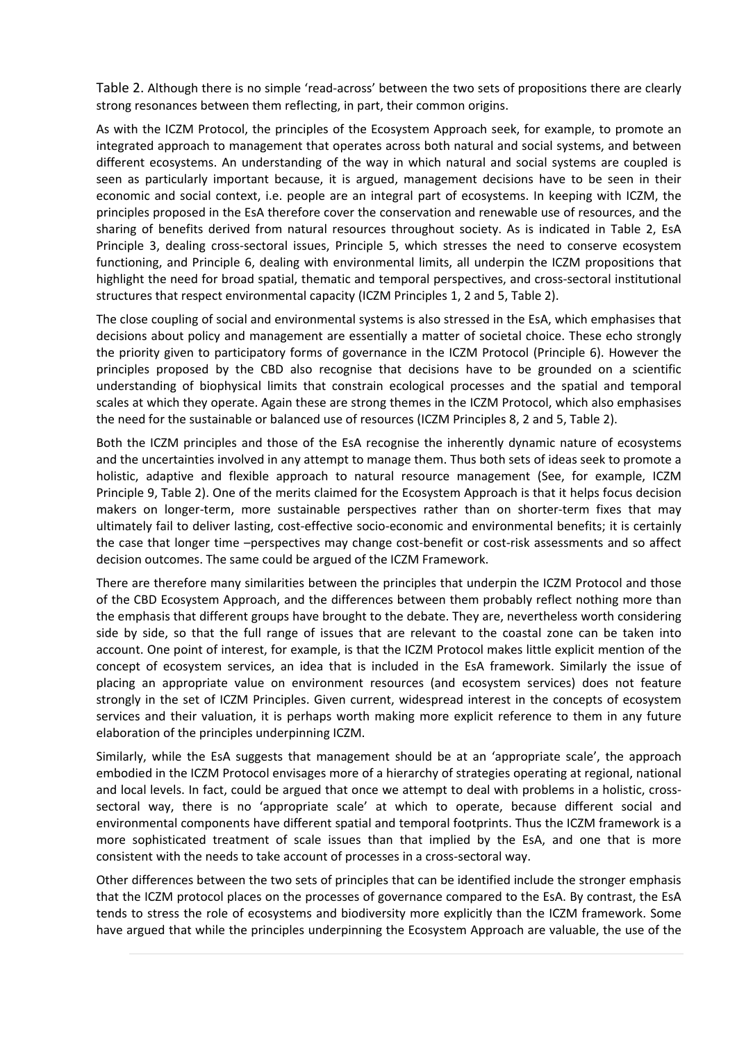Table 2. Although there is no simple 'read-across' between the two sets of propositions there are clearly strong resonances between them reflecting, in part, their common origins.

As with the ICZM Protocol, the principles of the Ecosystem Approach seek, for example, to promote an integrated approach to management that operates across both natural and social systems, and between different ecosystems. An understanding of the way in which natural and social systems are coupled is seen as particularly important because, it is argued, management decisions have to be seen in their economic and social context, i.e. people are an integral part of ecosystems. In keeping with ICZM, the principles proposed in the EsA therefore cover the conservation and renewable use of resources, and the sharing of benefits derived from natural resources throughout society. As is indicated in Table 2, EsA Principle 3, dealing cross-sectoral issues, Principle 5, which stresses the need to conserve ecosystem functioning, and Principle 6, dealing with environmental limits, all underpin the ICZM propositions that highlight the need for broad spatial, thematic and temporal perspectives, and cross-sectoral institutional structures that respect environmental capacity (ICZM Principles 1, 2 and 5, Table 2).

The close coupling of social and environmental systems is also stressed in the EsA, which emphasises that decisions about policy and management are essentially a matter of societal choice. These echo strongly the priority given to participatory forms of governance in the ICZM Protocol (Principle 6). However the principles proposed by the CBD also recognise that decisions have to be grounded on a scientific understanding of biophysical limits that constrain ecological processes and the spatial and temporal scales at which they operate. Again these are strong themes in the ICZM Protocol, which also emphasises the need for the sustainable or balanced use of resources (ICZM Principles 8, 2 and 5, Table 2).

Both the ICZM principles and those of the EsA recognise the inherently dynamic nature of ecosystems and the uncertainties involved in any attempt to manage them. Thus both sets of ideas seek to promote a holistic, adaptive and flexible approach to natural resource management (See, for example, ICZM Principle 9, Table 2). One of the merits claimed for the Ecosystem Approach is that it helps focus decision makers on longer-term, more sustainable perspectives rather than on shorter-term fixes that may ultimately fail to deliver lasting, cost-effective socio-economic and environmental benefits; it is certainly the case that longer time –perspectives may change cost-benefit or cost-risk assessments and so affect decision outcomes. The same could be argued of the ICZM Framework.

There are therefore many similarities between the principles that underpin the ICZM Protocol and those of the CBD Ecosystem Approach, and the differences between them probably reflect nothing more than the emphasis that different groups have brought to the debate. They are, nevertheless worth considering side by side, so that the full range of issues that are relevant to the coastal zone can be taken into account. One point of interest, for example, is that the ICZM Protocol makes little explicit mention of the concept of ecosystem services, an idea that is included in the EsA framework. Similarly the issue of placing an appropriate value on environment resources (and ecosystem services) does not feature strongly in the set of ICZM Principles. Given current, widespread interest in the concepts of ecosystem services and their valuation, it is perhaps worth making more explicit reference to them in any future elaboration of the principles underpinning ICZM.

Similarly, while the EsA suggests that management should be at an 'appropriate scale', the approach embodied in the ICZM Protocol envisages more of a hierarchy of strategies operating at regional, national and local levels. In fact, could be argued that once we attempt to deal with problems in a holistic, cross-sectoral way, there is no 'appropriate scale' at which to operate, because different social and environmental components have different spatial and temporal footprints. Thus the ICZM framework is a more sophisticated treatment of scale issues than that implied by the EsA, and one that is more consistent with the needs to take account of processes in a cross-sectoral way.

Other differences between the two sets of principles that can be identified include the stronger emphasis that the ICZM protocol places on the processes of governance compared to the EsA. By contrast, the EsA tends to stress the role of ecosystems and biodiversity more explicitly than the ICZM framework. Some have argued that while the principles underpinning the Ecosystem Approach are valuable, the use of the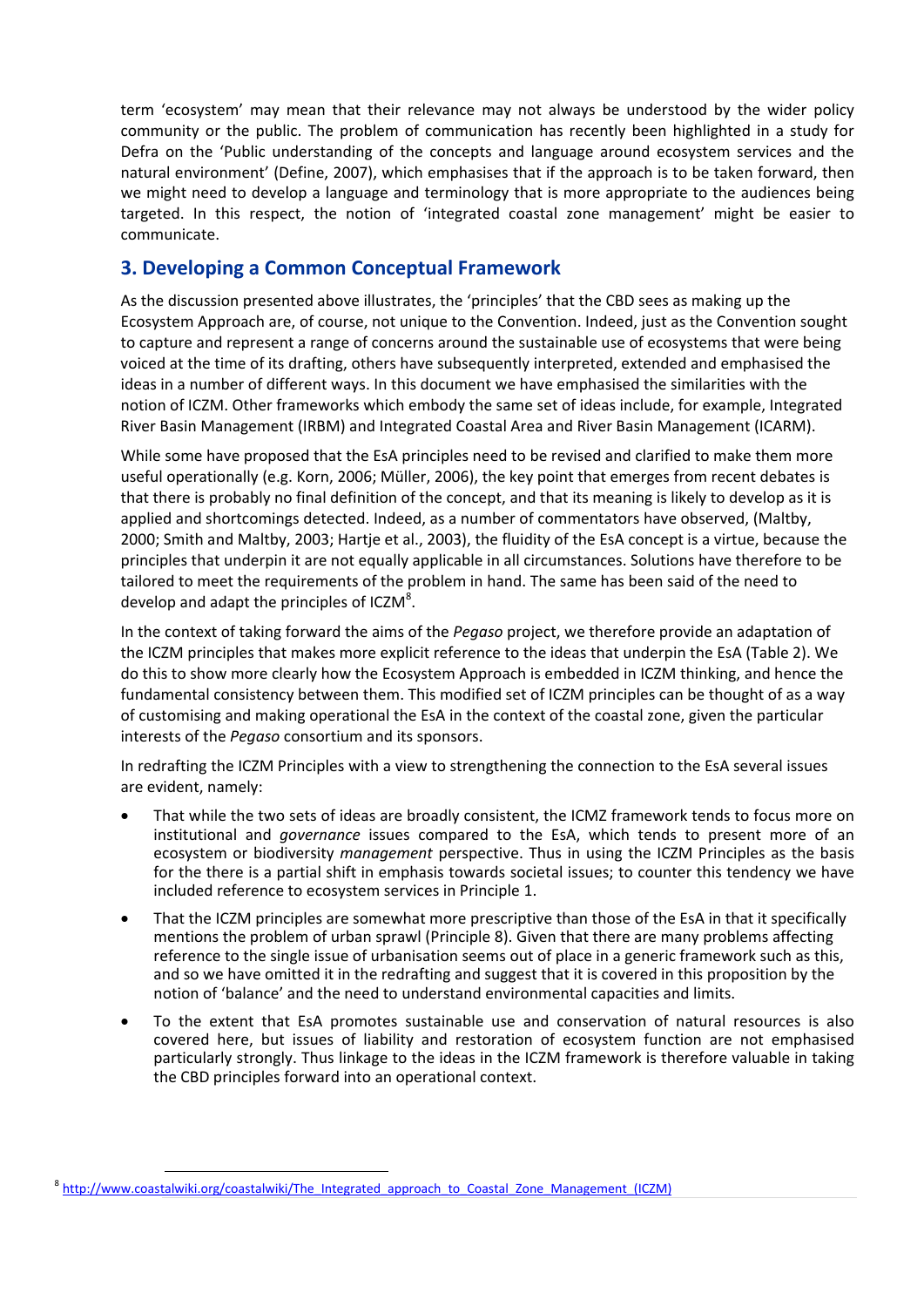term 'ecosystem' may mean that their relevance may not always be understood by the wider policy community or the public. The problem of communication has recently been highlighted in a study for Defra on the 'Public understanding of the concepts and language around ecosystem services and the natural environment' (Define, 2007), which emphasises that if the approach is to be taken forward, then we might need to develop a language and terminology that is more appropriate to the audiences being targeted. In this respect, the notion of 'integrated coastal zone management' might be easier to communicate.

## 3. Developing a Common Conceptual Framework

As the discussion presented above illustrates, the 'principles' that the CBD sees as making up the Ecosystem Approach are, of course, not unique to the Convention. Indeed, just as the Convention sought to capture and represent a range of concerns around the sustainable use of ecosystems that were being voiced at the time of its drafting, others have subsequently interpreted, extended and emphasised the ideas in a number of different ways. In this document we have emphasised the similarities with the notion of ICZM. Other frameworks which embody the same set of ideas include, for example, Integrated River Basin Management (IRBM) and Integrated Coastal Area and River Basin Management (ICARM).

While some have proposed that the EsA principles need to be revised and clarified to make them more useful operationally (e.g. Korn, 2006; Müller, 2006), the key point that emerges from recent debates is that there is probably no final definition of the concept, and that its meaning is likely to develop as it is applied and shortcomings detected. Indeed, as a number of commentators have observed, (Maltby, 2000; Smith and Maltby, 2003; Hartje et al., 2003), the fluidity of the EsA concept is a virtue, because the principles that underpin it are not equally applicable in all circumstances. Solutions have therefore to be tailored to meet the requirements of the problem in hand. The same has been said of the need to develop and adapt the principles of ICZM[8].

In the context of taking forward the aims of the *Pegaso* project, we therefore provide an adaptation of the ICZM principles that makes more explicit reference to the ideas that underpin the EsA (Table 2). We do this to show more clearly how the Ecosystem Approach is embedded in ICZM thinking, and hence the fundamental consistency between them. This modified set of ICZM principles can be thought of as a way of customising and making operational the EsA in the context of the coastal zone, given the particular interests of the *Pegaso* consortium and its sponsors.

In redrafting the ICZM Principles with a view to strengthening the connection to the EsA several issues are evident, namely:

- That while the two sets of ideas are broadly consistent, the ICMZ framework tends to focus more on institutional and *governance* issues compared to the EsA, which tends to present more of an ecosystem or biodiversity *management* perspective. Thus in using the ICZM Principles as the basis for the there is a partial shift in emphasis towards societal issues; to counter this tendency we have included reference to ecosystem services in Principle 1.
- That the ICZM principles are somewhat more prescriptive than those of the EsA in that it specifically mentions the problem of urban sprawl (Principle 8). Given that there are many problems affecting reference to the single issue of urbanisation seems out of place in a generic framework such as this, and so we have omitted it in the redrafting and suggest that it is covered in this proposition by the notion of 'balance' and the need to understand environmental capacities and limits.
- To the extent that EsA promotes sustainable use and conservation of natural resources is also covered here, but issues of liability and restoration of ecosystem function are not emphasised particularly strongly. Thus linkage to the ideas in the ICZM framework is therefore valuable in taking the CBD principles forward into an operational context.

[8] http://www.coastalwiki.org/coastalwiki/The_Integrated_approach_to_Coastal_Zone_Management_(ICZM)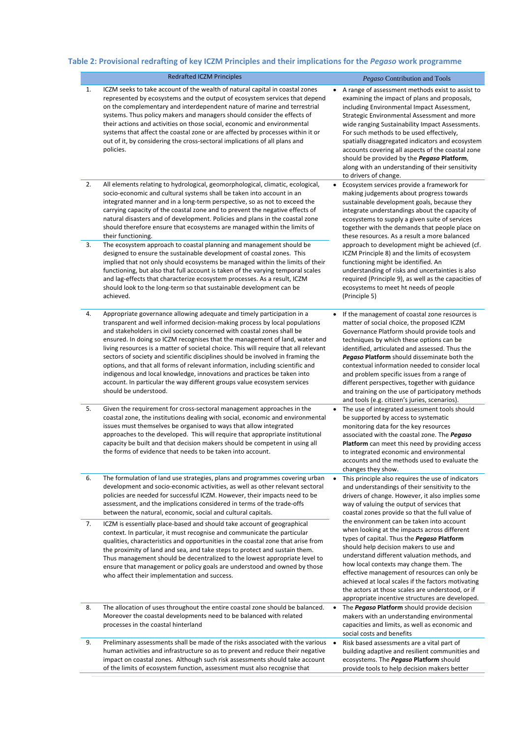### Table 2: Provisional redrafting of key ICZM Principles and their implications for the *Pegaso* work programme

| | Redrafted ICZM Principles | *Pegaso* Contribution and Tools |
|---|---|---|
| 1. | ICZM seeks to take account of the wealth of natural capital in coastal zones represented by ecosystems and the output of ecosystem services that depend on the complementary and interdependent nature of marine and terrestrial systems. Thus policy makers and managers should consider the effects of their actions and activities on those social, economic and environmental systems that affect the coastal zone or are affected by processes within it or out of it, by considering the cross-sectoral implications of all plans and policies. | • A range of assessment methods exist to assist to examining the impact of plans and proposals, including Environmental Impact Assessment, Strategic Environmental Assessment and more wide ranging Sustainability Impact Assessments. For such methods to be used effectively, spatially disaggregated indicators and ecosystem accounts covering all aspects of the coastal zone should be provided by the ***Pegaso* Platform**, along with an understanding of their sensitivity to drivers of change. |
| 2. | All elements relating to hydrological, geomorphological, climatic, ecological, socio-economic and cultural systems shall be taken into account in an integrated manner and in a long-term perspective, so as not to exceed the carrying capacity of the coastal zone and to prevent the negative effects of natural disasters and of development. Policies and plans in the coastal zone should therefore ensure that ecosystems are managed within the limits of their functioning. | • Ecosystem services provide a framework for making judgements about progress towards sustainable development goals, because they integrate understandings about the capacity of ecosystems to supply a given suite of services together with the demands that people place on these resources. As a result a more balanced approach to development might be achieved (cf. ICZM Principle 8) and the limits of ecosystem functioning might be identified. An understanding of risks and uncertainties is also required (Principle 9), as well as the capacities of ecosystems to meet ht needs of people (Principle 5) |
| 3. | The ecosystem approach to coastal planning and management should be designed to ensure the sustainable development of coastal zones. This implied that not only should ecosystems be managed within the limits of their functioning, but also that full account is taken of the varying temporal scales and lag-effects that characterize ecosystem processes. As a result, ICZM should look to the long-term so that sustainable development can be achieved. | |
| 4. | Appropriate governance allowing adequate and timely participation in a transparent and well informed decision-making process by local populations and stakeholders in civil society concerned with coastal zones shall be ensured. In doing so ICZM recognises that the management of land, water and living resources is a matter of societal choice. This will require that all relevant sectors of society and scientific disciplines should be involved in framing the options, and that all forms of relevant information, including scientific and indigenous and local knowledge, innovations and practices be taken into account. In particular the way different groups value ecosystem services should be understood. | • If the management of coastal zone resources is matter of social choice, the proposed ICZM Governance Platform should provide tools and techniques by which these options can be identified, articulated and assessed. Thus the ***Pegaso* Platform** should disseminate both the contextual information needed to consider local and problem specific issues from a range of different perspectives, together with guidance and training on the use of participatory methods and tools (e.g. citizen's juries, scenarios). |
| 5. | Given the requirement for cross-sectoral management approaches in the coastal zone, the institutions dealing with social, economic and environmental issues must themselves be organised to ways that allow integrated approaches to the developed. This will require that appropriate institutional capacity be built and that decision makers should be competent in using all the forms of evidence that needs to be taken into account. | • The use of integrated assessment tools should be supported by access to systematic monitoring data for the key resources associated with the coastal zone. The ***Pegaso* Platform** can meet this need by providing access to integrated economic and environmental accounts and the methods used to evaluate the changes they show. |
| 6. | The formulation of land use strategies, plans and programmes covering urban development and socio-economic activities, as well as other relevant sectoral policies are needed for successful ICZM. However, their impacts need to be assessment, and the implications considered in terms of the trade-offs between the natural, economic, social and cultural capitals. | • This principle also requires the use of indicators and understandings of their sensitivity to the drivers of change. However, it also implies some way of valuing the output of services that coastal zones provide so that the full value of the environment can be taken into account when looking at the impacts across different types of capital. Thus the ***Pegaso* Platform** should help decision makers to use and understand different valuation methods, and how local contexts may change them. The effective management of resources can only be achieved at local scales if the factors motivating the actors at those scales are understood, or if appropriate incentive structures are developed. |
| 7. | ICZM is essentially place-based and should take account of geographical context. In particular, it must recognise and communicate the particular qualities, characteristics and opportunities in the coastal zone that arise from the proximity of land and sea, and take steps to protect and sustain them. Thus management should be decentralized to the lowest appropriate level to ensure that management or policy goals are understood and owned by those who affect their implementation and success. | |
| 8. | The allocation of uses throughout the entire coastal zone should be balanced. Moreover the coastal developments need to be balanced with related processes in the coastal hinterland | • The ***Pegaso* Platform** should provide decision makers with an understanding environmental capacities and limits, as well as economic and social costs and benefits |
| 9. | Preliminary assessments shall be made of the risks associated with the various human activities and infrastructure so as to prevent and reduce their negative impact on coastal zones. Although such risk assessments should take account of the limits of ecosystem function, assessment must also recognise that | • Risk based assessments are a vital part of building adaptive and resilient communities and ecosystems. The ***Pegaso* Platform** should provide tools to help decision makers better |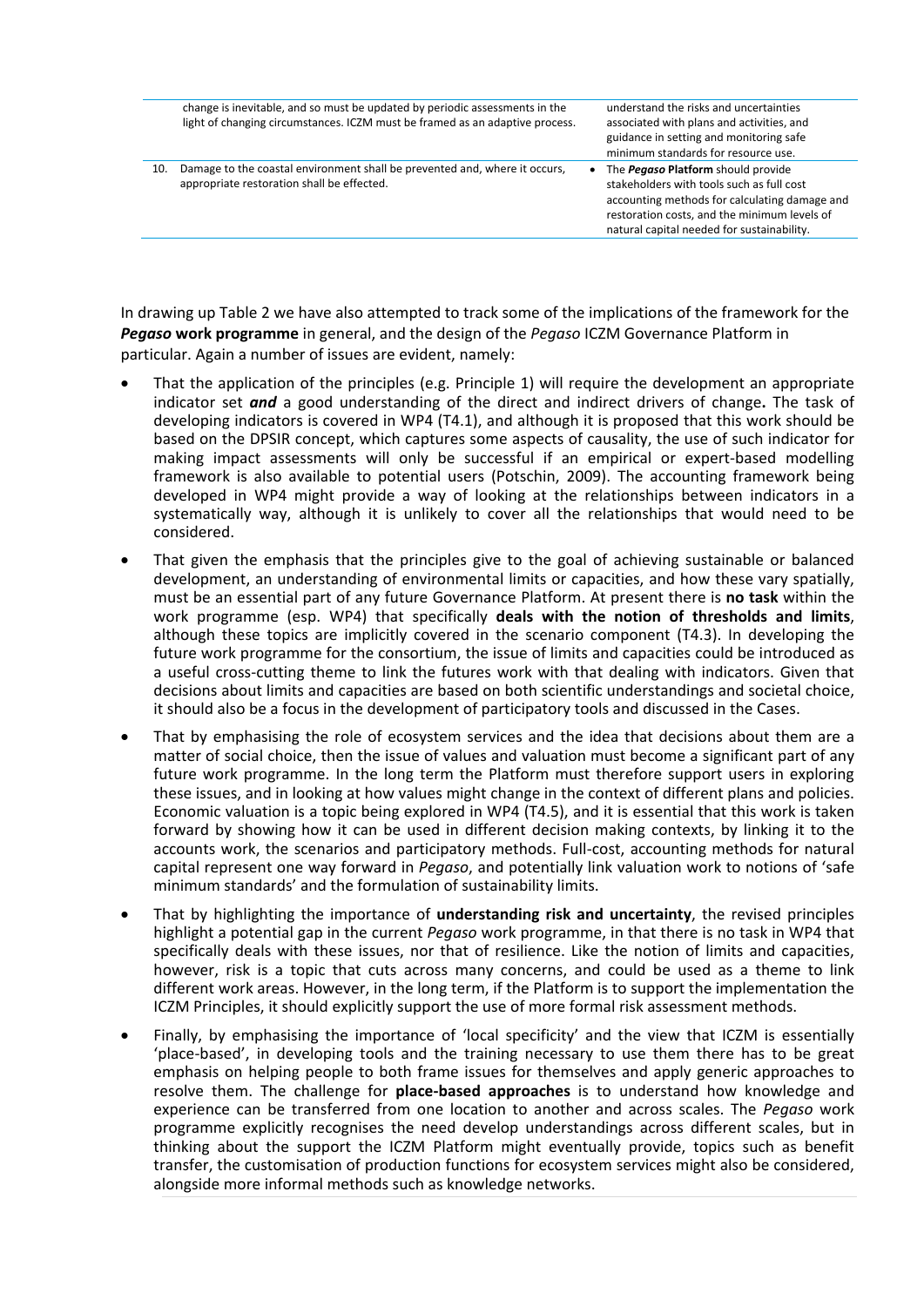| | | |
|---|---|---|
| | change is inevitable, and so must be updated by periodic assessments in the light of changing circumstances. ICZM must be framed as an adaptive process. | understand the risks and uncertainties associated with plans and activities, and guidance in setting and monitoring safe minimum standards for resource use. |
| 10. | Damage to the coastal environment shall be prevented and, where it occurs, appropriate restoration shall be effected. | • The ***Pegaso* Platform** should provide stakeholders with tools such as full cost accounting methods for calculating damage and restoration costs, and the minimum levels of natural capital needed for sustainability. |

In drawing up Table 2 we have also attempted to track some of the implications of the framework for the ***Pegaso* work programme** in general, and the design of the *Pegaso* ICZM Governance Platform in particular. Again a number of issues are evident, namely:

- That the application of the principles (e.g. Principle 1) will require the development an appropriate indicator set ***and*** a good understanding of the direct and indirect drivers of change**.** The task of developing indicators is covered in WP4 (T4.1), and although it is proposed that this work should be based on the DPSIR concept, which captures some aspects of causality, the use of such indicator for making impact assessments will only be successful if an empirical or expert-based modelling framework is also available to potential users (Potschin, 2009). The accounting framework being developed in WP4 might provide a way of looking at the relationships between indicators in a systematically way, although it is unlikely to cover all the relationships that would need to be considered.
- That given the emphasis that the principles give to the goal of achieving sustainable or balanced development, an understanding of environmental limits or capacities, and how these vary spatially, must be an essential part of any future Governance Platform. At present there is **no task** within the work programme (esp. WP4) that specifically **deals with the notion of thresholds and limits**, although these topics are implicitly covered in the scenario component (T4.3). In developing the future work programme for the consortium, the issue of limits and capacities could be introduced as a useful cross-cutting theme to link the futures work with that dealing with indicators. Given that decisions about limits and capacities are based on both scientific understandings and societal choice, it should also be a focus in the development of participatory tools and discussed in the Cases.
- That by emphasising the role of ecosystem services and the idea that decisions about them are a matter of social choice, then the issue of values and valuation must become a significant part of any future work programme. In the long term the Platform must therefore support users in exploring these issues, and in looking at how values might change in the context of different plans and policies. Economic valuation is a topic being explored in WP4 (T4.5), and it is essential that this work is taken forward by showing how it can be used in different decision making contexts, by linking it to the accounts work, the scenarios and participatory methods. Full-cost, accounting methods for natural capital represent one way forward in *Pegaso*, and potentially link valuation work to notions of 'safe minimum standards' and the formulation of sustainability limits.
- That by highlighting the importance of **understanding risk and uncertainty**, the revised principles highlight a potential gap in the current *Pegaso* work programme, in that there is no task in WP4 that specifically deals with these issues, nor that of resilience. Like the notion of limits and capacities, however, risk is a topic that cuts across many concerns, and could be used as a theme to link different work areas. However, in the long term, if the Platform is to support the implementation the ICZM Principles, it should explicitly support the use of more formal risk assessment methods.
- Finally, by emphasising the importance of 'local specificity' and the view that ICZM is essentially 'place-based', in developing tools and the training necessary to use them there has to be great emphasis on helping people to both frame issues for themselves and apply generic approaches to resolve them. The challenge for **place-based approaches** is to understand how knowledge and experience can be transferred from one location to another and across scales. The *Pegaso* work programme explicitly recognises the need develop understandings across different scales, but in thinking about the support the ICZM Platform might eventually provide, topics such as benefit transfer, the customisation of production functions for ecosystem services might also be considered, alongside more informal methods such as knowledge networks.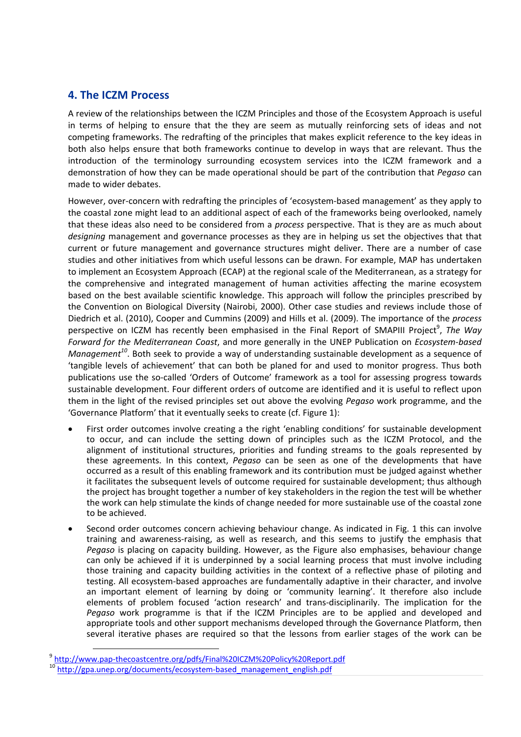## 4. The ICZM Process

A review of the relationships between the ICZM Principles and those of the Ecosystem Approach is useful in terms of helping to ensure that the they are seem as mutually reinforcing sets of ideas and not competing frameworks. The redrafting of the principles that makes explicit reference to the key ideas in both also helps ensure that both frameworks continue to develop in ways that are relevant. Thus the introduction of the terminology surrounding ecosystem services into the ICZM framework and a demonstration of how they can be made operational should be part of the contribution that *Pegaso* can made to wider debates.

However, over-concern with redrafting the principles of 'ecosystem-based management' as they apply to the coastal zone might lead to an additional aspect of each of the frameworks being overlooked, namely that these ideas also need to be considered from a *process* perspective. That is they are as much about *designing* management and governance processes as they are in helping us set the objectives that that current or future management and governance structures might deliver. There are a number of case studies and other initiatives from which useful lessons can be drawn. For example, MAP has undertaken to implement an Ecosystem Approach (ECAP) at the regional scale of the Mediterranean, as a strategy for the comprehensive and integrated management of human activities affecting the marine ecosystem based on the best available scientific knowledge. This approach will follow the principles prescribed by the Convention on Biological Diversity (Nairobi, 2000). Other case studies and reviews include those of Diedrich et al. (2010), Cooper and Cummins (2009) and Hills et al. (2009). The importance of the *process* perspective on ICZM has recently been emphasised in the Final Report of SMAPIII Project[9], *The Way Forward for the Mediterranean Coast*, and more generally in the UNEP Publication on *Ecosystem-based Management*[10]. Both seek to provide a way of understanding sustainable development as a sequence of 'tangible levels of achievement' that can both be planed for and used to monitor progress. Thus both publications use the so-called 'Orders of Outcome' framework as a tool for assessing progress towards sustainable development. Four different orders of outcome are identified and it is useful to reflect upon them in the light of the revised principles set out above the evolving *Pegaso* work programme, and the 'Governance Platform' that it eventually seeks to create (cf. Figure 1):

- First order outcomes involve creating a the right 'enabling conditions' for sustainable development to occur, and can include the setting down of principles such as the ICZM Protocol, and the alignment of institutional structures, priorities and funding streams to the goals represented by these agreements. In this context, *Pegaso* can be seen as one of the developments that have occurred as a result of this enabling framework and its contribution must be judged against whether it facilitates the subsequent levels of outcome required for sustainable development; thus although the project has brought together a number of key stakeholders in the region the test will be whether the work can help stimulate the kinds of change needed for more sustainable use of the coastal zone to be achieved.
- Second order outcomes concern achieving behaviour change. As indicated in Fig. 1 this can involve training and awareness-raising, as well as research, and this seems to justify the emphasis that *Pegaso* is placing on capacity building. However, as the Figure also emphasises, behaviour change can only be achieved if it is underpinned by a social learning process that must involve including those training and capacity building activities in the context of a reflective phase of piloting and testing. All ecosystem-based approaches are fundamentally adaptive in their character, and involve an important element of learning by doing or 'community learning'. It therefore also include elements of problem focused 'action research' and trans-disciplinarily. The implication for the *Pegaso* work programme is that if the ICZM Principles are to be applied and developed and appropriate tools and other support mechanisms developed through the Governance Platform, then several iterative phases are required so that the lessons from earlier stages of the work can be

[9] http://www.pap-thecoastcentre.org/pdfs/Final%20ICZM%20Policy%20Report.pdf

[10] http://gpa.unep.org/documents/ecosystem-based_management_english.pdf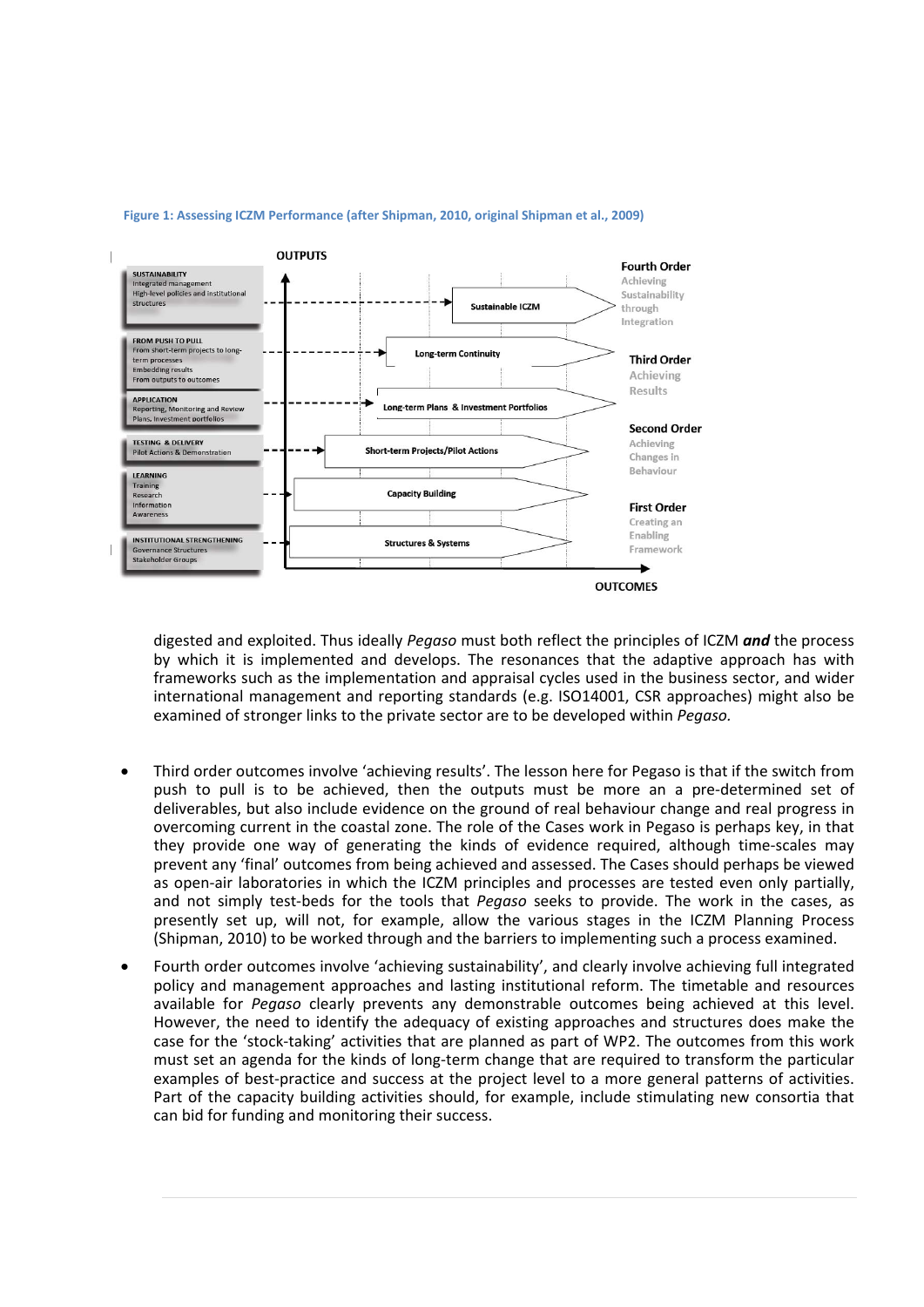Figure 1: Assessing ICZM Performance (after Shipman, 2010, original Shipman et al., 2009)

OUTPUTS

SUSTAINABILITY
Integrated management
High-level policies and institutional structures

FROM PUSH TO PULL
From short-term projects to long-term processes
Embedding results
From outputs to outcomes

APPLICATION
Reporting, Monitoring and Review
Plans, Investment portfolios

TESTING & DELIVERY
Pilot Actions & Demonstration

LEARNING
Training
Research
Information
Awareness

INSTITUTIONAL STRENGTHENING
Governance Structures
Stakeholder Groups

Sustainable ICZM

Long-term Continuity

Long-term Plans & Investment Portfolios

Short-term Projects/Pilot Actions

Capacity Building

Structures & Systems

Fourth Order
Achieving Sustainability through Integration

Third Order
Achieving Results

Second Order
Achieving Changes in Behaviour

First Order
Creating an Enabling Framework

OUTCOMES

digested and exploited. Thus ideally *Pegaso* must both reflect the principles of ICZM ***and*** the process by which it is implemented and develops. The resonances that the adaptive approach has with frameworks such as the implementation and appraisal cycles used in the business sector, and wider international management and reporting standards (e.g. ISO14001, CSR approaches) might also be examined of stronger links to the private sector are to be developed within *Pegaso.*

- Third order outcomes involve 'achieving results'. The lesson here for Pegaso is that if the switch from push to pull is to be achieved, then the outputs must be more an a pre-determined set of deliverables, but also include evidence on the ground of real behaviour change and real progress in overcoming current in the coastal zone. The role of the Cases work in Pegaso is perhaps key, in that they provide one way of generating the kinds of evidence required, although time-scales may prevent any 'final' outcomes from being achieved and assessed. The Cases should perhaps be viewed as open-air laboratories in which the ICZM principles and processes are tested even only partially, and not simply test-beds for the tools that *Pegaso* seeks to provide. The work in the cases, as presently set up, will not, for example, allow the various stages in the ICZM Planning Process (Shipman, 2010) to be worked through and the barriers to implementing such a process examined.
- Fourth order outcomes involve 'achieving sustainability', and clearly involve achieving full integrated policy and management approaches and lasting institutional reform. The timetable and resources available for *Pegaso* clearly prevents any demonstrable outcomes being achieved at this level. However, the need to identify the adequacy of existing approaches and structures does make the case for the 'stock-taking' activities that are planned as part of WP2. The outcomes from this work must set an agenda for the kinds of long-term change that are required to transform the particular examples of best-practice and success at the project level to a more general patterns of activities. Part of the capacity building activities should, for example, include stimulating new consortia that can bid for funding and monitoring their success.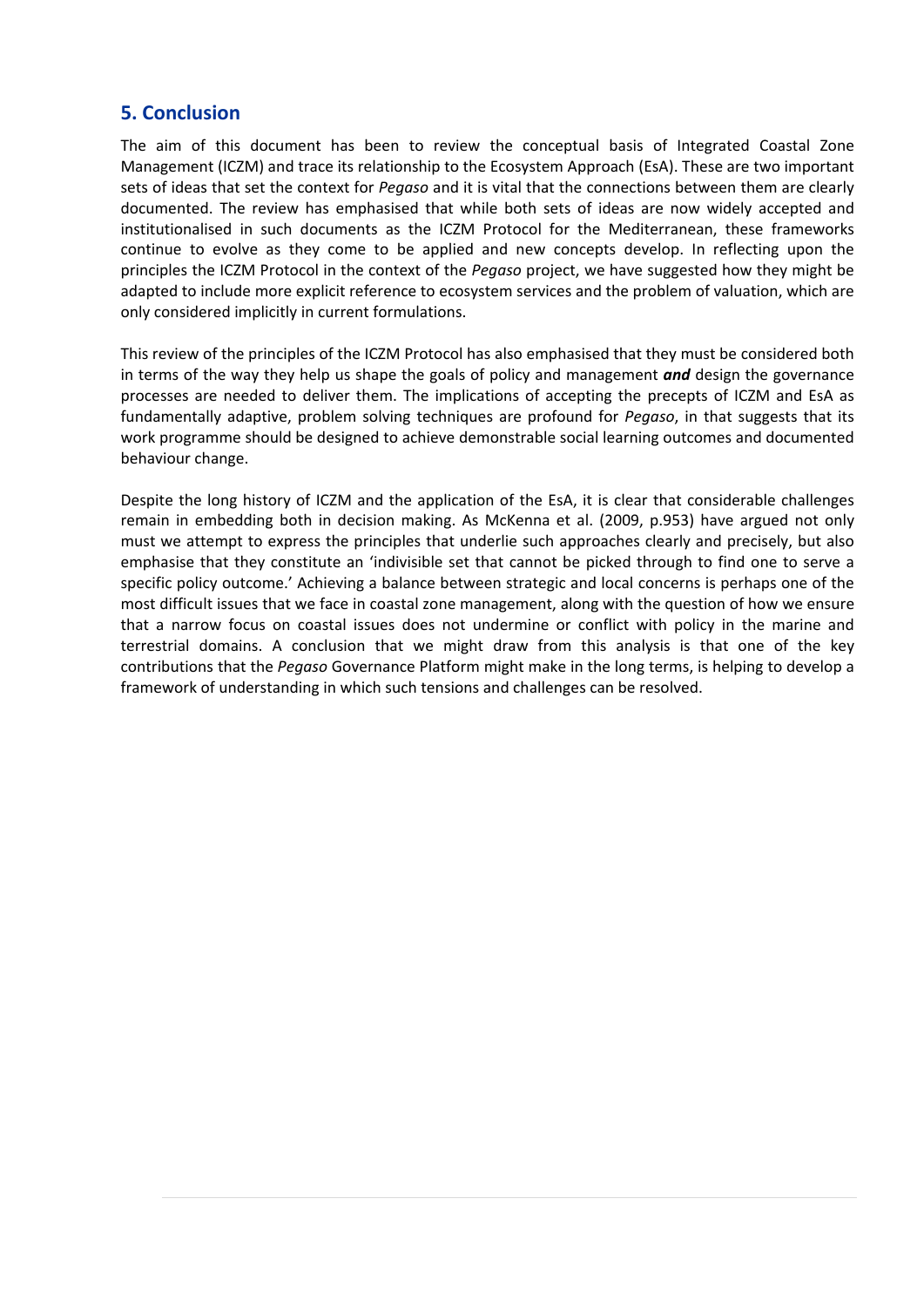## 5. Conclusion

The aim of this document has been to review the conceptual basis of Integrated Coastal Zone Management (ICZM) and trace its relationship to the Ecosystem Approach (EsA). These are two important sets of ideas that set the context for *Pegaso* and it is vital that the connections between them are clearly documented. The review has emphasised that while both sets of ideas are now widely accepted and institutionalised in such documents as the ICZM Protocol for the Mediterranean, these frameworks continue to evolve as they come to be applied and new concepts develop. In reflecting upon the principles the ICZM Protocol in the context of the *Pegaso* project, we have suggested how they might be adapted to include more explicit reference to ecosystem services and the problem of valuation, which are only considered implicitly in current formulations.

This review of the principles of the ICZM Protocol has also emphasised that they must be considered both in terms of the way they help us shape the goals of policy and management ***and*** design the governance processes are needed to deliver them. The implications of accepting the precepts of ICZM and EsA as fundamentally adaptive, problem solving techniques are profound for *Pegaso*, in that suggests that its work programme should be designed to achieve demonstrable social learning outcomes and documented behaviour change.

Despite the long history of ICZM and the application of the EsA, it is clear that considerable challenges remain in embedding both in decision making. As McKenna et al. (2009, p.953) have argued not only must we attempt to express the principles that underlie such approaches clearly and precisely, but also emphasise that they constitute an 'indivisible set that cannot be picked through to find one to serve a specific policy outcome.' Achieving a balance between strategic and local concerns is perhaps one of the most difficult issues that we face in coastal zone management, along with the question of how we ensure that a narrow focus on coastal issues does not undermine or conflict with policy in the marine and terrestrial domains. A conclusion that we might draw from this analysis is that one of the key contributions that the *Pegaso* Governance Platform might make in the long terms, is helping to develop a framework of understanding in which such tensions and challenges can be resolved.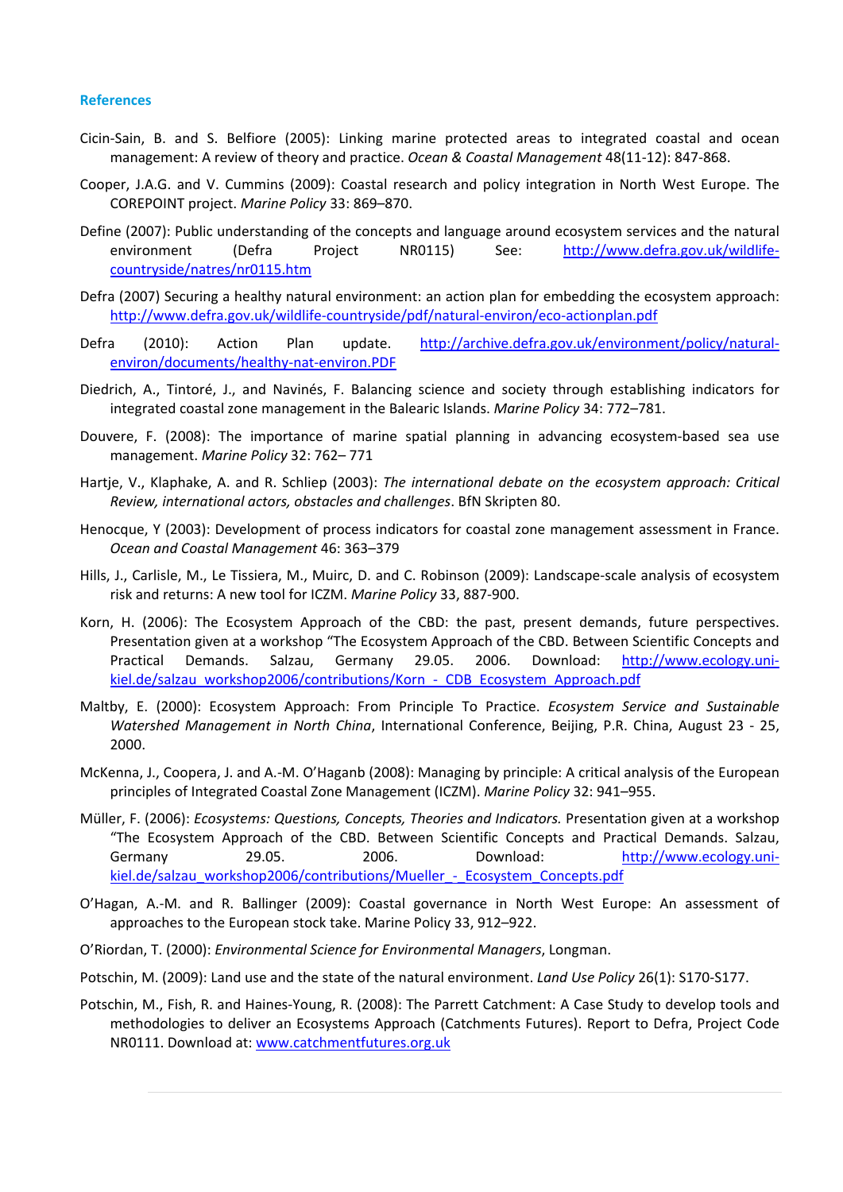## References

Cicin-Sain, B. and S. Belfiore (2005): Linking marine protected areas to integrated coastal and ocean management: A review of theory and practice. *Ocean & Coastal Management* 48(11-12): 847-868.

Cooper, J.A.G. and V. Cummins (2009): Coastal research and policy integration in North West Europe. The COREPOINT project. *Marine Policy* 33: 869–870.

Define (2007): Public understanding of the concepts and language around ecosystem services and the natural environment (Defra Project NR0115) See: http://www.defra.gov.uk/wildlife-countryside/natres/nr0115.htm

Defra (2007) Securing a healthy natural environment: an action plan for embedding the ecosystem approach: http://www.defra.gov.uk/wildlife-countryside/pdf/natural-environ/eco-actionplan.pdf

Defra (2010): Action Plan update. http://archive.defra.gov.uk/environment/policy/natural-environ/documents/healthy-nat-environ.PDF

Diedrich, A., Tintoré, J., and Navinés, F. Balancing science and society through establishing indicators for integrated coastal zone management in the Balearic Islands. *Marine Policy* 34: 772–781.

Douvere, F. (2008): The importance of marine spatial planning in advancing ecosystem-based sea use management. *Marine Policy* 32: 762– 771

Hartje, V., Klaphake, A. and R. Schliep (2003): *The international debate on the ecosystem approach: Critical Review, international actors, obstacles and challenges*. BfN Skripten 80.

Henocque, Y (2003): Development of process indicators for coastal zone management assessment in France. *Ocean and Coastal Management* 46: 363–379

Hills, J., Carlisle, M., Le Tissiera, M., Muirc, D. and C. Robinson (2009): Landscape-scale analysis of ecosystem risk and returns: A new tool for ICZM. *Marine Policy* 33, 887-900.

Korn, H. (2006): The Ecosystem Approach of the CBD: the past, present demands, future perspectives. Presentation given at a workshop "The Ecosystem Approach of the CBD. Between Scientific Concepts and Practical Demands. Salzau, Germany 29.05. 2006. Download: http://www.ecology.uni-kiel.de/salzau_workshop2006/contributions/Korn_-_CDB_Ecosystem_Approach.pdf

Maltby, E. (2000): Ecosystem Approach: From Principle To Practice. *Ecosystem Service and Sustainable Watershed Management in North China*, International Conference, Beijing, P.R. China, August 23 - 25, 2000.

McKenna, J., Coopera, J. and A.-M. O'Haganb (2008): Managing by principle: A critical analysis of the European principles of Integrated Coastal Zone Management (ICZM). *Marine Policy* 32: 941–955.

Müller, F. (2006): *Ecosystems: Questions, Concepts, Theories and Indicators.* Presentation given at a workshop "The Ecosystem Approach of the CBD. Between Scientific Concepts and Practical Demands. Salzau, Germany 29.05. 2006. Download: http://www.ecology.uni-kiel.de/salzau_workshop2006/contributions/Mueller_-_Ecosystem_Concepts.pdf

O'Hagan, A.-M. and R. Ballinger (2009): Coastal governance in North West Europe: An assessment of approaches to the European stock take. Marine Policy 33, 912–922.

O'Riordan, T. (2000): *Environmental Science for Environmental Managers*, Longman.

Potschin, M. (2009): Land use and the state of the natural environment. *Land Use Policy* 26(1): S170-S177.

Potschin, M., Fish, R. and Haines-Young, R. (2008): The Parrett Catchment: A Case Study to develop tools and methodologies to deliver an Ecosystems Approach (Catchments Futures). Report to Defra, Project Code NR0111. Download at: www.catchmentfutures.org.uk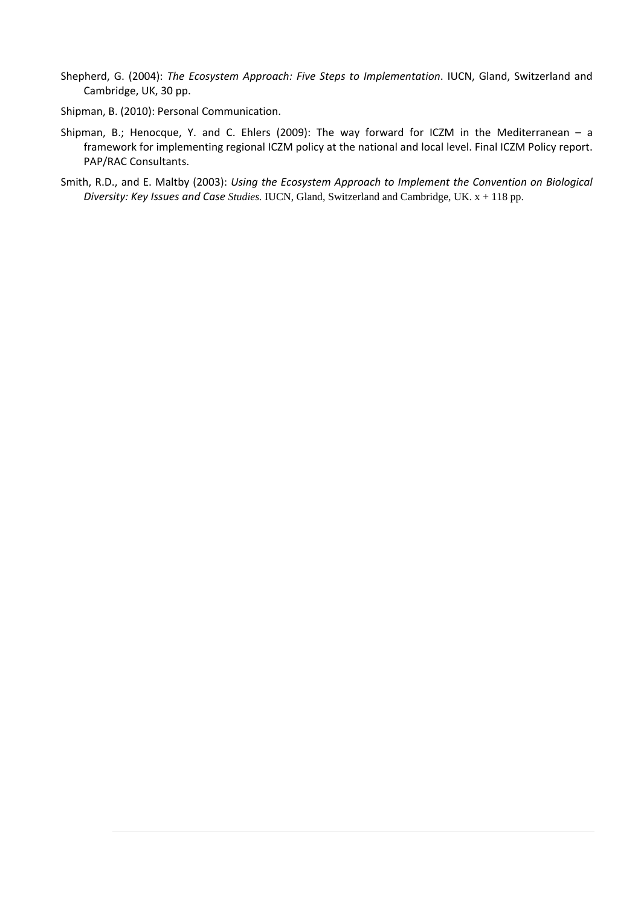Shepherd, G. (2004): *The Ecosystem Approach: Five Steps to Implementation*. IUCN, Gland, Switzerland and Cambridge, UK, 30 pp.

Shipman, B. (2010): Personal Communication.

Shipman, B.; Henocque, Y. and C. Ehlers (2009): The way forward for ICZM in the Mediterranean – a framework for implementing regional ICZM policy at the national and local level. Final ICZM Policy report. PAP/RAC Consultants.

Smith, R.D., and E. Maltby (2003): *Using the Ecosystem Approach to Implement the Convention on Biological Diversity: Key Issues and Case Studies.* IUCN, Gland, Switzerland and Cambridge, UK. x + 118 pp.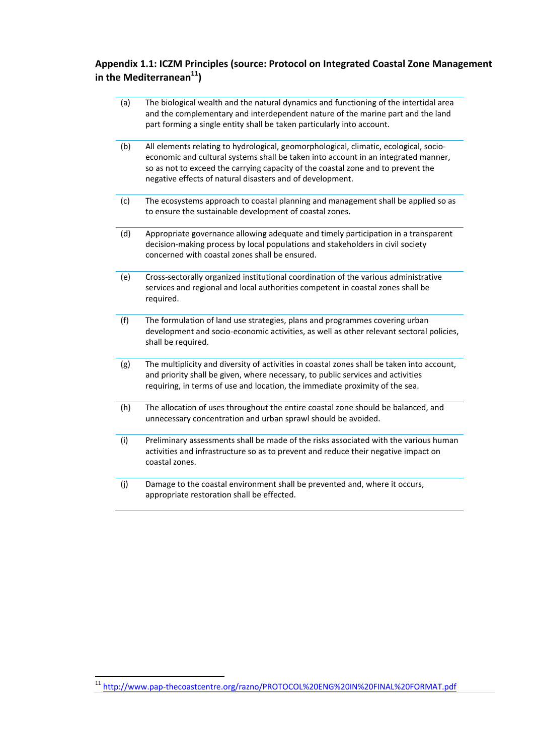## Appendix 1.1: ICZM Principles (source: Protocol on Integrated Coastal Zone Management in the Mediterranean[11])

| | |
|---|---|
| (a) | The biological wealth and the natural dynamics and functioning of the intertidal area and the complementary and interdependent nature of the marine part and the land part forming a single entity shall be taken particularly into account. |
| (b) | All elements relating to hydrological, geomorphological, climatic, ecological, socio-economic and cultural systems shall be taken into account in an integrated manner, so as not to exceed the carrying capacity of the coastal zone and to prevent the negative effects of natural disasters and of development. |
| (c) | The ecosystems approach to coastal planning and management shall be applied so as to ensure the sustainable development of coastal zones. |
| (d) | Appropriate governance allowing adequate and timely participation in a transparent decision-making process by local populations and stakeholders in civil society concerned with coastal zones shall be ensured. |
| (e) | Cross-sectorally organized institutional coordination of the various administrative services and regional and local authorities competent in coastal zones shall be required. |
| (f) | The formulation of land use strategies, plans and programmes covering urban development and socio-economic activities, as well as other relevant sectoral policies, shall be required. |
| (g) | The multiplicity and diversity of activities in coastal zones shall be taken into account, and priority shall be given, where necessary, to public services and activities requiring, in terms of use and location, the immediate proximity of the sea. |
| (h) | The allocation of uses throughout the entire coastal zone should be balanced, and unnecessary concentration and urban sprawl should be avoided. |
| (i) | Preliminary assessments shall be made of the risks associated with the various human activities and infrastructure so as to prevent and reduce their negative impact on coastal zones. |
| (j) | Damage to the coastal environment shall be prevented and, where it occurs, appropriate restoration shall be effected. |

[11] http://www.pap-thecoastcentre.org/razno/PROTOCOL%20ENG%20IN%20FINAL%20FORMAT.pdf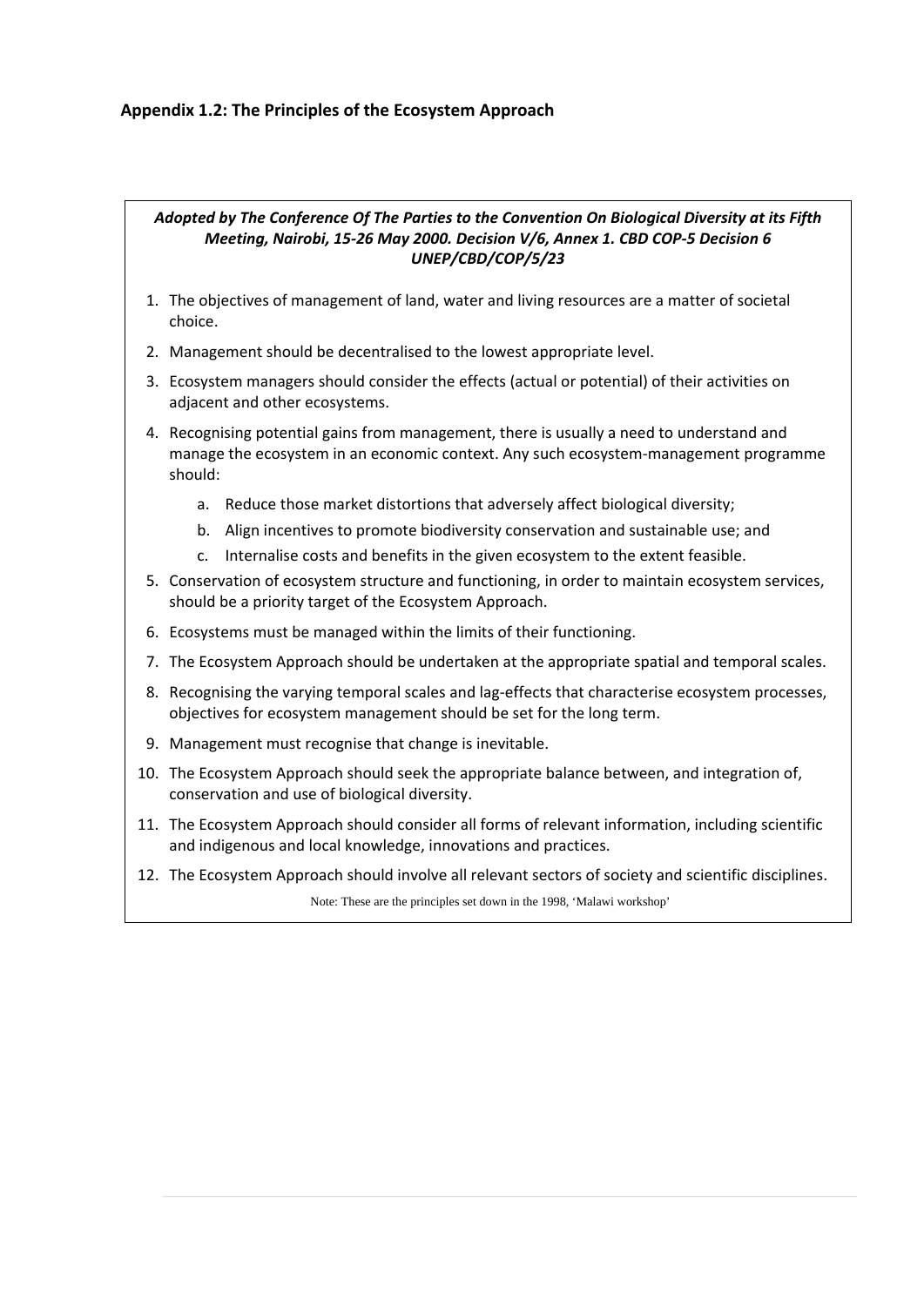## Appendix 1.2: The Principles of the Ecosystem Approach

***Adopted by The Conference Of The Parties to the Convention On Biological Diversity at its Fifth Meeting, Nairobi, 15-26 May 2000. Decision V/6, Annex 1. CBD COP-5 Decision 6 UNEP/CBD/COP/5/23***

1. The objectives of management of land, water and living resources are a matter of societal choice.
2. Management should be decentralised to the lowest appropriate level.
3. Ecosystem managers should consider the effects (actual or potential) of their activities on adjacent and other ecosystems.
4. Recognising potential gains from management, there is usually a need to understand and manage the ecosystem in an economic context. Any such ecosystem-management programme should:
   a. Reduce those market distortions that adversely affect biological diversity;
   b. Align incentives to promote biodiversity conservation and sustainable use; and
   c. Internalise costs and benefits in the given ecosystem to the extent feasible.
5. Conservation of ecosystem structure and functioning, in order to maintain ecosystem services, should be a priority target of the Ecosystem Approach.
6. Ecosystems must be managed within the limits of their functioning.
7. The Ecosystem Approach should be undertaken at the appropriate spatial and temporal scales.
8. Recognising the varying temporal scales and lag-effects that characterise ecosystem processes, objectives for ecosystem management should be set for the long term.
9. Management must recognise that change is inevitable.
10. The Ecosystem Approach should seek the appropriate balance between, and integration of, conservation and use of biological diversity.
11. The Ecosystem Approach should consider all forms of relevant information, including scientific and indigenous and local knowledge, innovations and practices.
12. The Ecosystem Approach should involve all relevant sectors of society and scientific disciplines.

Note: These are the principles set down in the 1998, 'Malawi workshop'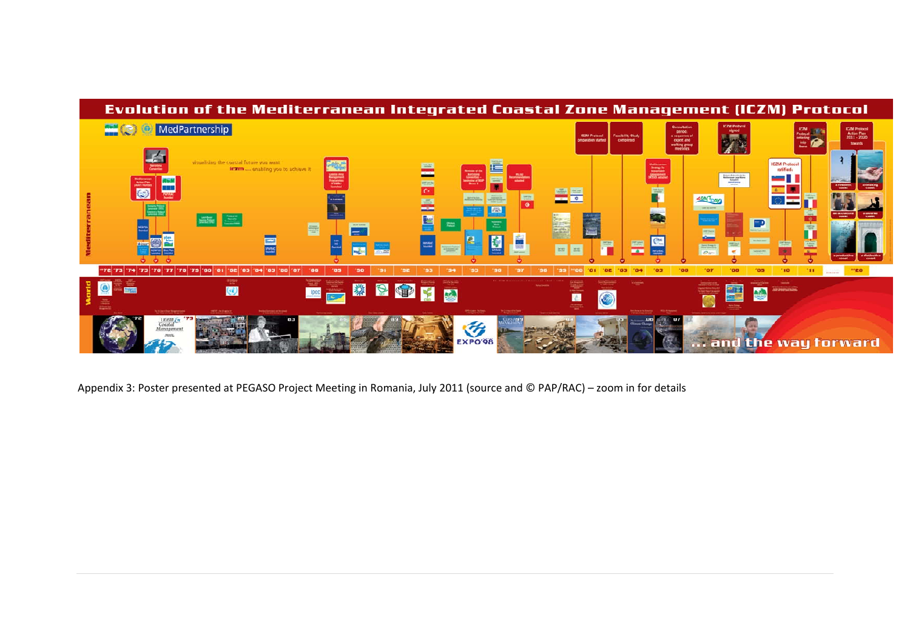Appendix 3: Poster presented at PEGASO Project Meeting in Romania, July 2011 (source and © PAP/RAC) – zoom in for details